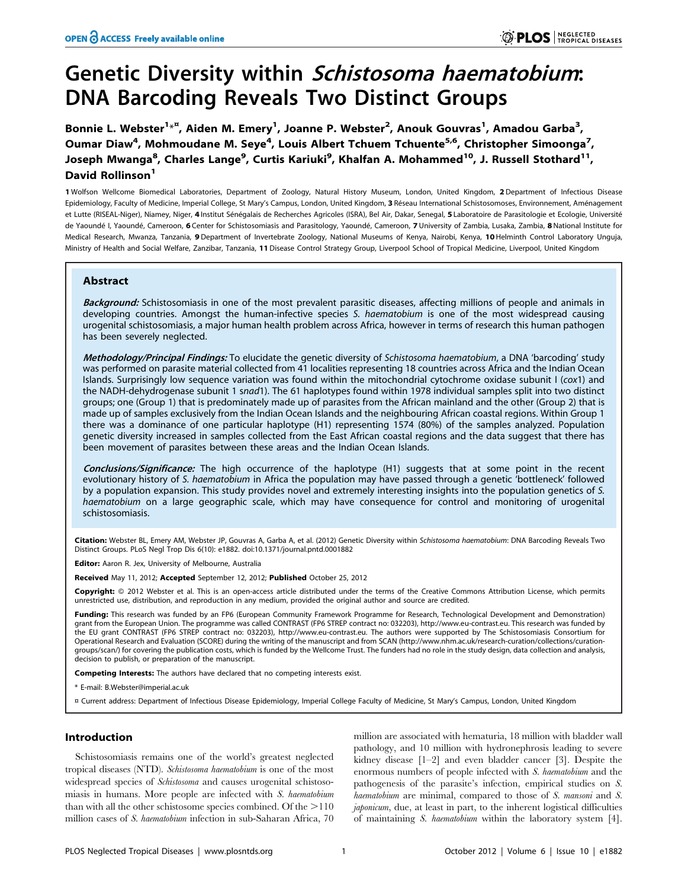# Genetic Diversity within *Schistosoma haematobium*: DNA Barcoding Reveals Two Distinct Groups

**Bonnie L. Webster[1]*¤, Aiden M. Emery[1], Joanne P. Webster[2], Anouk Gouvras[1], Amadou Garba[3], Oumar Diaw[4], Mohmoudane M. Seye[4], Louis Albert Tchuem Tchuente[5,6], Christopher Simoonga[7], Joseph Mwanga[8], Charles Lange[9], Curtis Kariuki[9], Khalfan A. Mohammed[10], J. Russell Stothard[11], David Rollinson[1]**

**1** Wolfson Wellcome Biomedical Laboratories, Department of Zoology, Natural History Museum, London, United Kingdom, **2** Department of Infectious Disease Epidemiology, Faculty of Medicine, Imperial College, St Mary's Campus, London, United Kingdom, **3** Réseau International Schistosomoses, Environnement, Aménagement et Lutte (RISEAL-Niger), Niamey, Niger, **4** Institut Sénégalais de Recherches Agricoles (ISRA), Bel Air, Dakar, Senegal, **5** Laboratoire de Parasitologie et Ecologie, Université de Yaoundé I, Yaoundé, Cameroon, **6** Center for Schistosomiasis and Parasitology, Yaoundé, Cameroon, **7** University of Zambia, Lusaka, Zambia, **8** National Institute for Medical Research, Mwanza, Tanzania, **9** Department of Invertebrate Zoology, National Museums of Kenya, Nairobi, Kenya, **10** Helminth Control Laboratory Unguja, Ministry of Health and Social Welfare, Zanzibar, Tanzania, **11** Disease Control Strategy Group, Liverpool School of Tropical Medicine, Liverpool, United Kingdom

## Abstract

***Background:*** Schistosomiasis in one of the most prevalent parasitic diseases, affecting millions of people and animals in developing countries. Amongst the human-infective species *S. haematobium* is one of the most widespread causing urogenital schistosomiasis, a major human health problem across Africa, however in terms of research this human pathogen has been severely neglected.

***Methodology/Principal Findings:*** To elucidate the genetic diversity of *Schistosoma haematobium*, a DNA 'barcoding' study was performed on parasite material collected from 41 localities representing 18 countries across Africa and the Indian Ocean Islands. Surprisingly low sequence variation was found within the mitochondrial cytochrome oxidase subunit I (*cox*1) and the NADH-dehydrogenase subunit 1 s*nad*1). The 61 haplotypes found within 1978 individual samples split into two distinct groups; one (Group 1) that is predominately made up of parasites from the African mainland and the other (Group 2) that is made up of samples exclusively from the Indian Ocean Islands and the neighbouring African coastal regions. Within Group 1 there was a dominance of one particular haplotype (H1) representing 1574 (80%) of the samples analyzed. Population genetic diversity increased in samples collected from the East African coastal regions and the data suggest that there has been movement of parasites between these areas and the Indian Ocean Islands.

***Conclusions/Significance:*** The high occurrence of the haplotype (H1) suggests that at some point in the recent evolutionary history of *S. haematobium* in Africa the population may have passed through a genetic 'bottleneck' followed by a population expansion. This study provides novel and extremely interesting insights into the population genetics of *S. haematobium* on a large geographic scale, which may have consequence for control and monitoring of urogenital schistosomiasis.

**Citation:** Webster BL, Emery AM, Webster JP, Gouvras A, Garba A, et al. (2012) Genetic Diversity within *Schistosoma haematobium*: DNA Barcoding Reveals Two Distinct Groups. PLoS Negl Trop Dis 6(10): e1882. doi:10.1371/journal.pntd.0001882

**Editor:** Aaron R. Jex, University of Melbourne, Australia

**Received** May 11, 2012; **Accepted** September 12, 2012; **Published** October 25, 2012

**Copyright:** © 2012 Webster et al. This is an open-access article distributed under the terms of the Creative Commons Attribution License, which permits unrestricted use, distribution, and reproduction in any medium, provided the original author and source are credited.

**Funding:** This research was funded by an FP6 (European Community Framework Programme for Research, Technological Development and Demonstration) grant from the European Union. The programme was called CONTRAST (FP6 STREP contract no: 032203), http://www.eu-contrast.eu. This research was funded by the EU grant CONTRAST (FP6 STREP contract no: 032203), http://www.eu-contrast.eu. The authors were supported by The Schistosomiasis Consortium for Operational Research and Evaluation (SCORE) during the writing of the manuscript and from SCAN (http://www.nhm.ac.uk/research-curation/collections/curation-groups/scan/) for covering the publication costs, which is funded by the Wellcome Trust. The funders had no role in the study design, data collection and analysis, decision to publish, or preparation of the manuscript.

**Competing Interests:** The authors have declared that no competing interests exist.

\* E-mail: B.Webster@imperial.ac.uk

¤ Current address: Department of Infectious Disease Epidemiology, Imperial College Faculty of Medicine, St Mary's Campus, London, United Kingdom

## Introduction

Schistosomiasis remains one of the world's greatest neglected tropical diseases (NTD). *Schistosoma haematobium* is one of the most widespread species of *Schistosoma* and causes urogenital schistosomiasis in humans. More people are infected with *S. haematobium* than with all the other schistosome species combined. Of the >110 million cases of *S. haematobium* infection in sub-Saharan Africa, 70 million are associated with hematuria, 18 million with bladder wall pathology, and 10 million with hydronephrosis leading to severe kidney disease [1–2] and even bladder cancer [3]. Despite the enormous numbers of people infected with *S. haematobium* and the pathogenesis of the parasite's infection, empirical studies on *S. haematobium* are minimal, compared to those of *S. mansoni* and *S. japonicum*, due, at least in part, to the inherent logistical difficulties of maintaining *S. haematobium* within the laboratory system [4].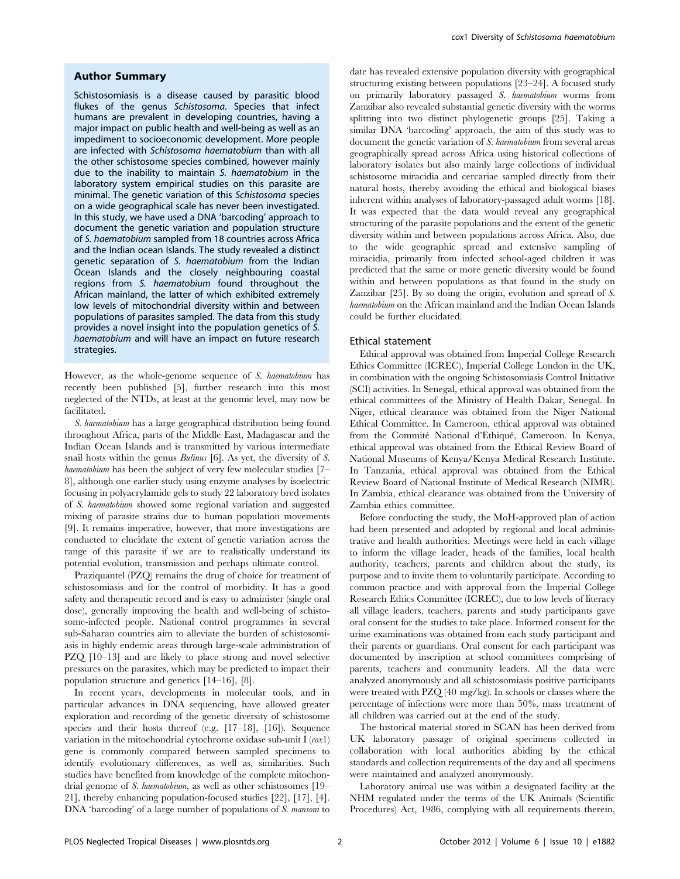## Author Summary

Schistosomiasis is a disease caused by parasitic blood flukes of the genus *Schistosoma*. Species that infect humans are prevalent in developing countries, having a major impact on public health and well-being as well as an impediment to socioeconomic development. More people are infected with *Schistosoma haematobium* than with all the other schistosome species combined, however mainly due to the inability to maintain *S. haematobium* in the laboratory system empirical studies on this parasite are minimal. The genetic variation of this *Schistosoma* species on a wide geographical scale has never been investigated. In this study, we have used a DNA 'barcoding' approach to document the genetic variation and population structure of *S. haematobium* sampled from 18 countries across Africa and the Indian ocean Islands. The study revealed a distinct genetic separation of *S. haematobium* from the Indian Ocean Islands and the closely neighbouring coastal regions from *S. haematobium* found throughout the African mainland, the latter of which exhibited extremely low levels of mitochondrial diversity within and between populations of parasites sampled. The data from this study provides a novel insight into the population genetics of *S. haematobium* and will have an impact on future research strategies.

However, as the whole-genome sequence of *S. haematobium* has recently been published [5], further research into this most neglected of the NTDs, at least at the genomic level, may now be facilitated.

*S. haematobium* has a large geographical distribution being found throughout Africa, parts of the Middle East, Madagascar and the Indian Ocean Islands and is transmitted by various intermediate snail hosts within the genus *Bulinus* [6]. As yet, the diversity of *S. haematobium* has been the subject of very few molecular studies [7–8], although one earlier study using enzyme analyses by isoelectric focusing in polyacrylamide gels to study 22 laboratory bred isolates of *S. haematobium* showed some regional variation and suggested mixing of parasite strains due to human population movements [9]. It remains imperative, however, that more investigations are conducted to elucidate the extent of genetic variation across the range of this parasite if we are to realistically understand its potential evolution, transmission and perhaps ultimate control.

Praziquantel (PZQ) remains the drug of choice for treatment of schistosomiasis and for the control of morbidity. It has a good safety and therapeutic record and is easy to administer (single oral dose), generally improving the health and well-being of schistosome-infected people. National control programmes in several sub-Saharan countries aim to alleviate the burden of schistosomiasis in highly endemic areas through large-scale administration of PZQ [10–13] and are likely to place strong and novel selective pressures on the parasites, which may be predicted to impact their population structure and genetics [14–16], [8].

In recent years, developments in molecular tools, and in particular advances in DNA sequencing, have allowed greater exploration and recording of the genetic diversity of schistosome species and their hosts thereof (e.g. [17–18], [16]). Sequence variation in the mitochondrial cytochrome oxidase sub-unit I (*cox*1) gene is commonly compared between sampled specimens to identify evolutionary differences, as well as, similarities. Such studies have benefited from knowledge of the complete mitochondrial genome of *S. haematobium*, as well as other schistosomes [19–21], thereby enhancing population-focused studies [22], [17], [4]. DNA 'barcoding' of a large number of populations of *S. mansoni* to date has revealed extensive population diversity with geographical structuring existing between populations [23–24]. A focused study on primarily laboratory passaged *S. haematobium* worms from Zanzibar also revealed substantial genetic diversity with the worms splitting into two distinct phylogenetic groups [25]. Taking a similar DNA 'barcoding' approach, the aim of this study was to document the genetic variation of *S. haematobium* from several areas geographically spread across Africa using historical collections of laboratory isolates but also mainly large collections of individual schistosome miracidia and cercariae sampled directly from their natural hosts, thereby avoiding the ethical and biological biases inherent within analyses of laboratory-passaged adult worms [18]. It was expected that the data would reveal any geographical structuring of the parasite populations and the extent of the genetic diversity within and between populations across Africa. Also, due to the wide geographic spread and extensive sampling of miracidia, primarily from infected school-aged children it was predicted that the same or more genetic diversity would be found within and between populations as that found in the study on Zanzibar [25]. By so doing the origin, evolution and spread of *S. haematobium* on the African mainland and the Indian Ocean Islands could be further elucidated.

### Ethical statement

Ethical approval was obtained from Imperial College Research Ethics Committee (ICREC), Imperial College London in the UK, in combination with the ongoing Schistosomiasis Control Initiative (SCI) activities. In Senegal, ethical approval was obtained from the ethical committees of the Ministry of Health Dakar, Senegal. In Niger, ethical clearance was obtained from the Niger National Ethical Committee. In Cameroon, ethical approval was obtained from the Commité National d'Ethiqué, Cameroon. In Kenya, ethical approval was obtained from the Ethical Review Board of National Museums of Kenya/Kenya Medical Research Institute. In Tanzania, ethical approval was obtained from the Ethical Review Board of National Institute of Medical Research (NIMR). In Zambia, ethical clearance was obtained from the University of Zambia ethics committee.

Before conducting the study, the MoH-approved plan of action had been presented and adopted by regional and local administrative and health authorities. Meetings were held in each village to inform the village leader, heads of the families, local health authority, teachers, parents and children about the study, its purpose and to invite them to voluntarily participate. According to common practice and with approval from the Imperial College Research Ethics Committee (ICREC), due to low levels of literacy all village leaders, teachers, parents and study participants gave oral consent for the studies to take place. Informed consent for the urine examinations was obtained from each study participant and their parents or guardians. Oral consent for each participant was documented by inscription at school committees comprising of parents, teachers and community leaders. All the data were analyzed anonymously and all schistosomiasis positive participants were treated with PZQ (40 mg/kg). In schools or classes where the percentage of infections were more than 50%, mass treatment of all children was carried out at the end of the study.

The historical material stored in SCAN has been derived from UK laboratory passage of original specimens collected in collaboration with local authorities abiding by the ethical standards and collection requirements of the day and all specimens were maintained and analyzed anonymously.

Laboratory animal use was within a designated facility at the NHM regulated under the terms of the UK Animals (Scientific Procedures) Act, 1986, complying with all requirements therein,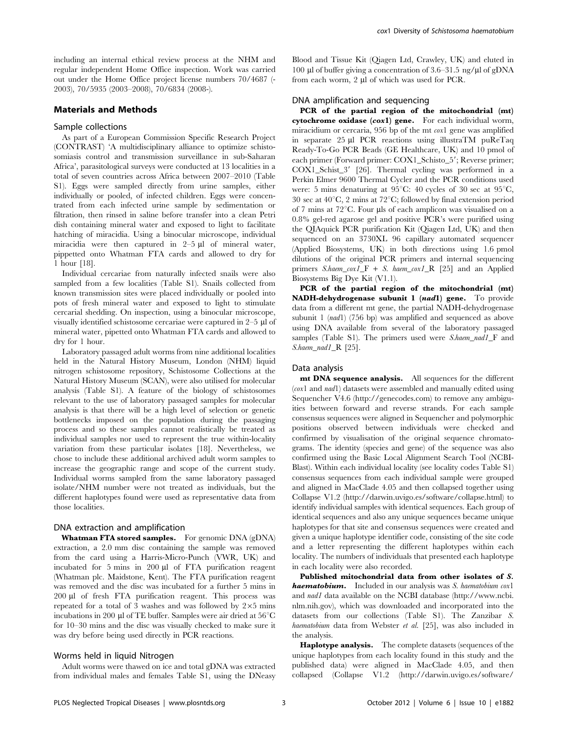including an internal ethical review process at the NHM and regular independent Home Office inspection. Work was carried out under the Home Office project license numbers 70/4687 (-2003), 70/5935 (2003–2008), 70/6834 (2008-).

## Materials and Methods

### Sample collections

As part of a European Commission Specific Research Project (CONTRAST) 'A multidisciplinary alliance to optimize schistosomiasis control and transmission surveillance in sub-Saharan Africa', parasitological surveys were conducted at 13 localities in a total of seven countries across Africa between 2007–2010 (Table S1). Eggs were sampled directly from urine samples, either individually or pooled, of infected children. Eggs were concentrated from each infected urine sample by sedimentation or filtration, then rinsed in saline before transfer into a clean Petri dish containing mineral water and exposed to light to facilitate hatching of miracidia. Using a binocular microscope, individual miracidia were then captured in 2–5 µl of mineral water, pippetted onto Whatman FTA cards and allowed to dry for 1 hour [18].

Individual cercariae from naturally infected snails were also sampled from a few localities (Table S1). Snails collected from known transmission sites were placed individually or pooled into pots of fresh mineral water and exposed to light to stimulate cercarial shedding. On inspection, using a binocular microscope, visually identified schistosome cercariae were captured in 2–5 µl of mineral water, pipetted onto Whatman FTA cards and allowed to dry for 1 hour.

Laboratory passaged adult worms from nine additional localities held in the Natural History Museum, London (NHM) liquid nitrogen schistosome repository, Schistosome Collections at the Natural History Museum (SCAN), were also utilised for molecular analysis (Table S1). A feature of the biology of schistosomes relevant to the use of laboratory passaged samples for molecular analysis is that there will be a high level of selection or genetic bottlenecks imposed on the population during the passaging process and so these samples cannot realistically be treated as individual samples nor used to represent the true within-locality variation from these particular isolates [18]. Nevertheless, we chose to include these additional archived adult worm samples to increase the geographic range and scope of the current study. Individual worms sampled from the same laboratory passaged isolate/NHM number were not treated as individuals, but the different haplotypes found were used as representative data from those localities.

### DNA extraction and amplification

**Whatman FTA stored samples.** For genomic DNA (gDNA) extraction, a 2.0 mm disc containing the sample was removed from the card using a Harris-Micro-Punch (VWR, UK) and incubated for 5 mins in 200 µl of FTA purification reagent (Whatman plc. Maidstone, Kent). The FTA purification reagent was removed and the disc was incubated for a further 5 mins in 200 µl of fresh FTA purification reagent. This process was repeated for a total of 3 washes and was followed by 2×5 mins incubations in 200 µl of TE buffer. Samples were air dried at 56°C for 10–30 mins and the disc was visually checked to make sure it was dry before being used directly in PCR reactions.

### Worms held in liquid Nitrogen

Adult worms were thawed on ice and total gDNA was extracted from individual males and females Table S1, using the DNeasy Blood and Tissue Kit (Qiagen Ltd, Crawley, UK) and eluted in 100 µl of buffer giving a concentration of 3.6–31.5 ng/µl of gDNA from each worm, 2 µl of which was used for PCR.

### DNA amplification and sequencing

**PCR of the partial region of the mitochondrial (mt) cytochrome oxidase (*cox*1) gene.** For each individual worm, miracidium or cercaria, 956 bp of the mt *cox*1 gene was amplified in separate 25 µl PCR reactions using illustraTM puReTaq Ready-To-Go PCR Beads (GE Healthcare, UK) and 10 pmol of each primer (Forward primer: COX1_Schisto_5′; Reverse primer; COX1_Schist_3′ [26]. Thermal cycling was performed in a Perkin Elmer 9600 Thermal Cycler and the PCR conditions used were: 5 mins denaturing at 95°C: 40 cycles of 30 sec at 95°C, 30 sec at 40°C, 2 mins at 72°C; followed by final extension period of 7 mins at 72°C. Four µls of each amplicon was visualised on a 0.8% gel-red agarose gel and positive PCR's were purified using the QIAquick PCR purification Kit (Qiagen Ltd, UK) and then sequenced on an 3730XL 96 capillary automated sequencer (Applied Biosystems, UK) in both directions using 1.6 pmol dilutions of the original PCR primers and internal sequencing primers *S.haem_cox1*_F + *S. haem_cox1*_R [25] and an Applied Biosystems Big Dye Kit (V1.1).

**PCR of the partial region of the mitochondrial (mt) NADH-dehydrogenase subunit 1 (*nad*1) gene.** To provide data from a different mt gene, the partial NADH-dehydrogenase subunit 1 (*nad*1) (756 bp) was amplified and sequenced as above using DNA available from several of the laboratory passaged samples (Table S1). The primers used were *S.haem_nad1*_F and *S.haem_nad1*_R [25].

### Data analysis

**mt DNA sequence analysis.** All sequences for the different (*cox*1 and *nad*1) datasets were assembled and manually edited using Sequencher V4.6 (http://genecodes.com) to remove any ambiguities between forward and reverse strands. For each sample consensus sequences were aligned in Sequencher and polymorphic positions observed between individuals were checked and confirmed by visualisation of the original sequence chromatograms. The identity (species and gene) of the sequence was also confirmed using the Basic Local Alignment Search Tool (NCBI-Blast). Within each individual locality (see locality codes Table S1) consensus sequences from each individual sample were grouped and aligned in MacClade 4.05 and then collapsed together using Collapse V1.2 (http://darwin.uvigo.es/software/collapse.html) to identify individual samples with identical sequences. Each group of identical sequences and also any unique sequences became unique haplotypes for that site and consensus sequences were created and given a unique haplotype identifier code, consisting of the site code and a letter representing the different haplotypes within each locality. The numbers of individuals that presented each haplotype in each locality were also recorded.

**Published mitochondrial data from other isolates of *S. haematobium*.** Included in our analysis was *S. haematobium cox*1 and *nad1* data available on the NCBI database (http://www.ncbi.nlm.nih.gov), which was downloaded and incorporated into the datasets from our collections (Table S1). The Zanzibar *S. haematobium* data from Webster *et al.* [25], was also included in the analysis.

**Haplotype analysis.** The complete datasets (sequences of the unique haplotypes from each locality found in this study and the published data) were aligned in MacClade 4.05, and then collapsed (Collapse V1.2 (http://darwin.uvigo.es/software/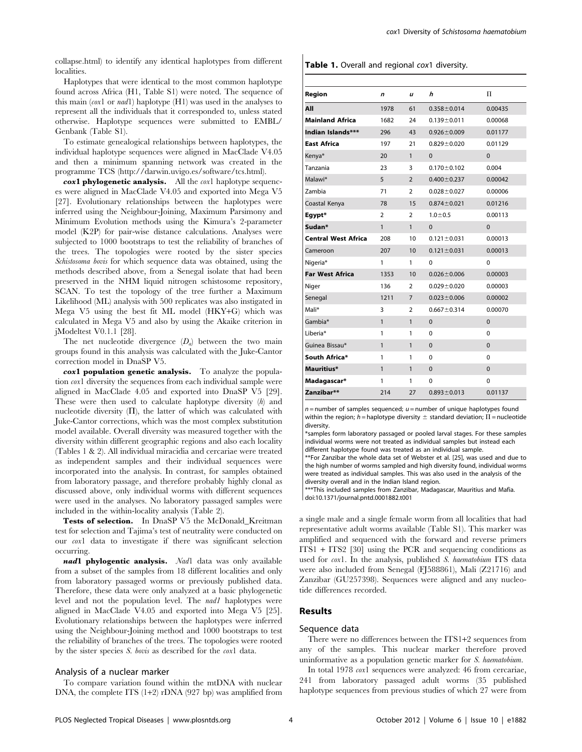collapse.html) to identify any identical haplotypes from different localities.

Haplotypes that were identical to the most common haplotype found across Africa (H1, Table S1) were noted. The sequence of this main (*cox*1 or *nad*1) haplotype (H1) was used in the analyses to represent all the individuals that it corresponded to, unless stated otherwise. Haplotype sequences were submitted to EMBL/Genbank (Table S1).

To estimate genealogical relationships between haplotypes, the individual haplotype sequences were aligned in MacClade V4.05 and then a minimum spanning network was created in the programme TCS (http://darwin.uvigo.es/software/tcs.html).

***cox*1 phylogenetic analysis.** All the *cox*1 haplotype sequences were aligned in MacClade V4.05 and exported into Mega V5 [27]. Evolutionary relationships between the haplotypes were inferred using the Neighbour-Joining, Maximum Parsimony and Minimum Evolution methods using the Kimura's 2-parameter model (K2P) for pair-wise distance calculations. Analyses were subjected to 1000 bootstraps to test the reliability of branches of the trees. The topologies were rooted by the sister species *Schistosoma bovis* for which sequence data was obtained, using the methods described above, from a Senegal isolate that had been preserved in the NHM liquid nitrogen schistosome repository, SCAN. To test the topology of the tree further a Maximum Likelihood (ML) analysis with 500 replicates was also instigated in Mega V5 using the best fit ML model (HKY+G) which was calculated in Mega V5 and also by using the Akaike criterion in jModeltest V0.1.1 [28].

The net nucleotide divergence ($D_a$) between the two main groups found in this analysis was calculated with the Juke-Cantor correction model in DnaSP V5.

***cox*1 population genetic analysis.** To analyze the population *cox*1 diversity the sequences from each individual sample were aligned in MacClade 4.05 and exported into DnaSP V5 [29]. These were then used to calculate haplotype diversity ($h$) and nucleotide diversity ($\Pi$), the latter of which was calculated with Juke-Cantor corrections, which was the most complex substitution model available. Overall diversity was measured together with the diversity within different geographic regions and also each locality (Tables 1 & 2). All individual miracidia and cercariae were treated as independent samples and their individual sequences were incorporated into the analysis. In contrast, for samples obtained from laboratory passage, and therefore probably highly clonal as discussed above, only individual worms with different sequences were used in the analyses. No laboratory passaged samples were included in the within-locality analysis (Table 2).

**Tests of selection.** In DnaSP V5 the McDonald_Kreitman test for selection and Tajima's test of neutrality were conducted on our *cox*1 data to investigate if there was significant selection occurring.

***nad*1 phylogentic analysis.** *Nad*1 data was only available from a subset of the samples from 18 different localities and only from laboratory passaged worms or previously published data. Therefore, these data were only analyzed at a basic phylogenetic level and not the population level. The *nad1* haplotypes were aligned in MacClade V4.05 and exported into Mega V5 [25]. Evolutionary relationships between the haplotypes were inferred using the Neighbour-Joining method and 1000 bootstraps to test the reliability of branches of the trees. The topologies were rooted by the sister species *S. bovis* as described for the *cox*1 data.

### Analysis of a nuclear marker

To compare variation found within the mtDNA with nuclear DNA, the complete ITS (1+2) rDNA (927 bp) was amplified from a single male and a single female worm from all localities that had representative adult worms available (Table S1). This marker was amplified and sequenced with the forward and reverse primers ITS1 + ITS2 [30] using the PCR and sequencing conditions as used for *cox*1. In the analysis, published *S. haematobium* ITS data were also included from Senegal (FJ588861), Mali (Z21716) and Zanzibar (GU257398). Sequences were aligned and any nucleotide differences recorded.

**Table 1.** Overall and regional *cox*1 diversity.

| Region | *n* | *u* | *h* | $\Pi$ |
|---|---|---|---|---|
| **All** | 1978 | 61 | 0.358±0.014 | 0.00435 |
| **Mainland Africa** | 1682 | 24 | 0.139±0.011 | 0.00068 |
| **Indian Islands\*\*\*** | 296 | 43 | 0.926±0.009 | 0.01177 |
| **East Africa** | 197 | 21 | 0.829±0.020 | 0.01129 |
| Kenya* | 20 | 1 | 0 | 0 |
| Tanzania | 23 | 3 | 0.170±0.102 | 0.004 |
| Malawi* | 5 | 2 | 0.400±0.237 | 0.00042 |
| Zambia | 71 | 2 | 0.028±0.027 | 0.00006 |
| Coastal Kenya | 78 | 15 | 0.874±0.021 | 0.01216 |
| **Egypt*** | 2 | 2 | 1.0±0.5 | 0.00113 |
| **Sudan*** | 1 | 1 | 0 | 0 |
| **Central West Africa** | 208 | 10 | 0.121±0.031 | 0.00013 |
| Cameroon | 207 | 10 | 0.121±0.031 | 0.00013 |
| Nigeria* | 1 | 1 | 0 | 0 |
| **Far West Africa** | 1353 | 10 | 0.026±0.006 | 0.00003 |
| Niger | 136 | 2 | 0.029±0.020 | 0.00003 |
| Senegal | 1211 | 7 | 0.023±0.006 | 0.00002 |
| Mali* | 3 | 2 | 0.667±0.314 | 0.00070 |
| Gambia* | 1 | 1 | 0 | 0 |
| Liberia* | 1 | 1 | 0 | 0 |
| Guinea Bissau* | 1 | 1 | 0 | 0 |
| **South Africa*** | 1 | 1 | 0 | 0 |
| **Mauritius*** | 1 | 1 | 0 | 0 |
| **Madagascar*** | 1 | 1 | 0 | 0 |
| **Zanzibar\*\*** | 214 | 27 | 0.893±0.013 | 0.01137 |

$n$ = number of samples sequenced; $u$ = number of unique haplotypes found within the region; $h$ = haplotype diversity ± standard deviation; $\Pi$ = nucleotide diversity.

*samples form laboratory passaged or pooled larval stages. For these samples individual worms were not treated as individual samples but instead each different haplotype found was treated as an individual sample.

**For Zanzibar the whole data set of Webster et al. [25], was used and due to the high number of worms sampled and high diversity found, individual worms were treated as individual samples. This was also used in the analysis of the diversity overall and in the Indian Island region.

***This included samples from Zanzibar, Madagascar, Mauritius and Mafia.

doi:10.1371/journal.pntd.0001882.t001

## Results

### Sequence data

There were no differences between the ITS1+2 sequences from any of the samples. This nuclear marker therefore proved uninformative as a population genetic marker for *S. haematobium*.

In total 1978 *cox*1 sequences were analyzed: 46 from cercariae, 241 from laboratory passaged adult worms (35 published haplotype sequences from previous studies of which 27 were from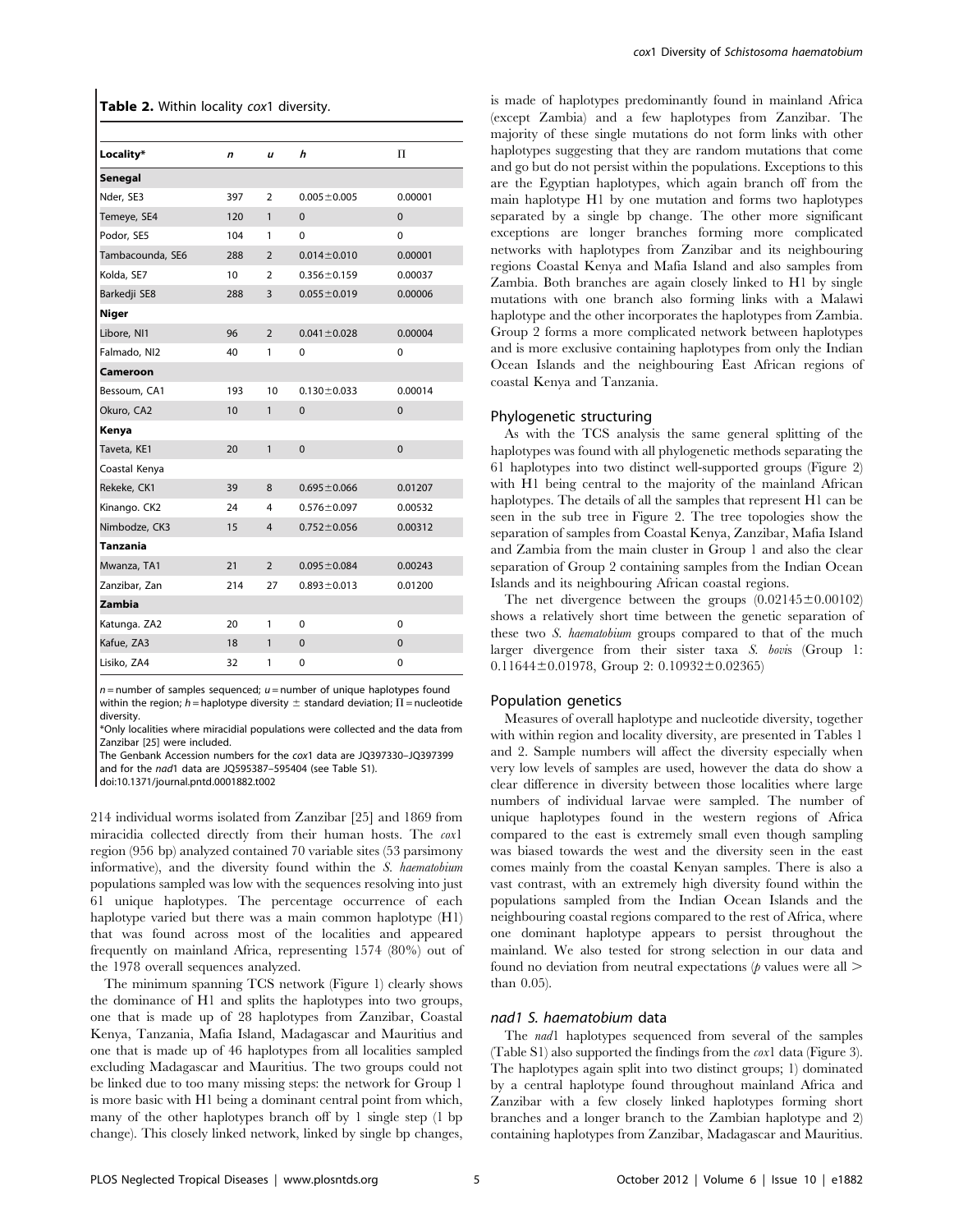**Table 2.** Within locality *cox*1 diversity.

| Locality* | *n* | *u* | *h* | Π |
|---|---|---|---|---|
| **Senegal** | | | | |
| Nder, SE3 | 397 | 2 | 0.005±0.005 | 0.00001 |
| Temeye, SE4 | 120 | 1 | 0 | 0 |
| Podor, SE5 | 104 | 1 | 0 | 0 |
| Tambacounda, SE6 | 288 | 2 | 0.014±0.010 | 0.00001 |
| Kolda, SE7 | 10 | 2 | 0.356±0.159 | 0.00037 |
| Barkedji SE8 | 288 | 3 | 0.055±0.019 | 0.00006 |
| **Niger** | | | | |
| Libore, NI1 | 96 | 2 | 0.041±0.028 | 0.00004 |
| Falmado, NI2 | 40 | 1 | 0 | 0 |
| **Cameroon** | | | | |
| Bessoum, CA1 | 193 | 10 | 0.130±0.033 | 0.00014 |
| Okuro, CA2 | 10 | 1 | 0 | 0 |
| **Kenya** | | | | |
| Taveta, KE1 | 20 | 1 | 0 | 0 |
| Coastal Kenya | | | | |
| Rekeke, CK1 | 39 | 8 | 0.695±0.066 | 0.01207 |
| Kinango. CK2 | 24 | 4 | 0.576±0.097 | 0.00532 |
| Nimbodze, CK3 | 15 | 4 | 0.752±0.056 | 0.00312 |
| **Tanzania** | | | | |
| Mwanza, TA1 | 21 | 2 | 0.095±0.084 | 0.00243 |
| Zanzibar, Zan | 214 | 27 | 0.893±0.013 | 0.01200 |
| **Zambia** | | | | |
| Katunga. ZA2 | 20 | 1 | 0 | 0 |
| Kafue, ZA3 | 18 | 1 | 0 | 0 |
| Lisiko, ZA4 | 32 | 1 | 0 | 0 |

*n* = number of samples sequenced; *u* = number of unique haplotypes found within the region; *h* = haplotype diversity ± standard deviation; Π = nucleotide diversity.
*Only localities where miracidial populations were collected and the data from Zanzibar [25] were included.
The Genbank Accession numbers for the *cox*1 data are JQ397330–JQ397399 and for the *nad*1 data are JQ595387–595404 (see Table S1).
doi:10.1371/journal.pntd.0001882.t002

214 individual worms isolated from Zanzibar [25] and 1869 from miracidia collected directly from their human hosts. The *cox*1 region (956 bp) analyzed contained 70 variable sites (53 parsimony informative), and the diversity found within the *S. haematobium* populations sampled was low with the sequences resolving into just 61 unique haplotypes. The percentage occurrence of each haplotype varied but there was a main common haplotype (H1) that was found across most of the localities and appeared frequently on mainland Africa, representing 1574 (80%) out of the 1978 overall sequences analyzed.

The minimum spanning TCS network (Figure 1) clearly shows the dominance of H1 and splits the haplotypes into two groups, one that is made up of 28 haplotypes from Zanzibar, Coastal Kenya, Tanzania, Mafia Island, Madagascar and Mauritius and one that is made up of 46 haplotypes from all localities sampled excluding Madagascar and Mauritius. The two groups could not be linked due to too many missing steps: the network for Group 1 is more basic with H1 being a dominant central point from which, many of the other haplotypes branch off by 1 single step (1 bp change). This closely linked network, linked by single bp changes, is made of haplotypes predominantly found in mainland Africa (except Zambia) and a few haplotypes from Zanzibar. The majority of these single mutations do not form links with other haplotypes suggesting that they are random mutations that come and go but do not persist within the populations. Exceptions to this are the Egyptian haplotypes, which again branch off from the main haplotype H1 by one mutation and forms two haplotypes separated by a single bp change. The other more significant exceptions are longer branches forming more complicated networks with haplotypes from Zanzibar and its neighbouring regions Coastal Kenya and Mafia Island and also samples from Zambia. Both branches are again closely linked to H1 by single mutations with one branch also forming links with a Malawi haplotype and the other incorporates the haplotypes from Zambia. Group 2 forms a more complicated network between haplotypes and is more exclusive containing haplotypes from only the Indian Ocean Islands and the neighbouring East African regions of coastal Kenya and Tanzania.

### Phylogenetic structuring

As with the TCS analysis the same general splitting of the haplotypes was found with all phylogenetic methods separating the 61 haplotypes into two distinct well-supported groups (Figure 2) with H1 being central to the majority of the mainland African haplotypes. The details of all the samples that represent H1 can be seen in the sub tree in Figure 2. The tree topologies show the separation of samples from Coastal Kenya, Zanzibar, Mafia Island and Zambia from the main cluster in Group 1 and also the clear separation of Group 2 containing samples from the Indian Ocean Islands and its neighbouring African coastal regions.

The net divergence between the groups (0.02145±0.00102) shows a relatively short time between the genetic separation of these two *S. haematobium* groups compared to that of the much larger divergence from their sister taxa *S. bovis* (Group 1: 0.11644±0.01978, Group 2: 0.10932±0.02365)

### Population genetics

Measures of overall haplotype and nucleotide diversity, together with within region and locality diversity, are presented in Tables 1 and 2. Sample numbers will affect the diversity especially when very low levels of samples are used, however the data do show a clear difference in diversity between those localities where large numbers of individual larvae were sampled. The number of unique haplotypes found in the western regions of Africa compared to the east is extremely small even though sampling was biased towards the west and the diversity seen in the east comes mainly from the coastal Kenyan samples. There is also a vast contrast, with an extremely high diversity found within the populations sampled from the Indian Ocean Islands and the neighbouring coastal regions compared to the rest of Africa, where one dominant haplotype appears to persist throughout the mainland. We also tested for strong selection in our data and found no deviation from neutral expectations ($p$ values were all $>$ than 0.05).

### *nad*1 *S. haematobium* data

The *nad*1 haplotypes sequenced from several of the samples (Table S1) also supported the findings from the *cox*1 data (Figure 3). The haplotypes again split into two distinct groups; 1) dominated by a central haplotype found throughout mainland Africa and Zanzibar with a few closely linked haplotypes forming short branches and a longer branch to the Zambian haplotype and 2) containing haplotypes from Zanzibar, Madagascar and Mauritius.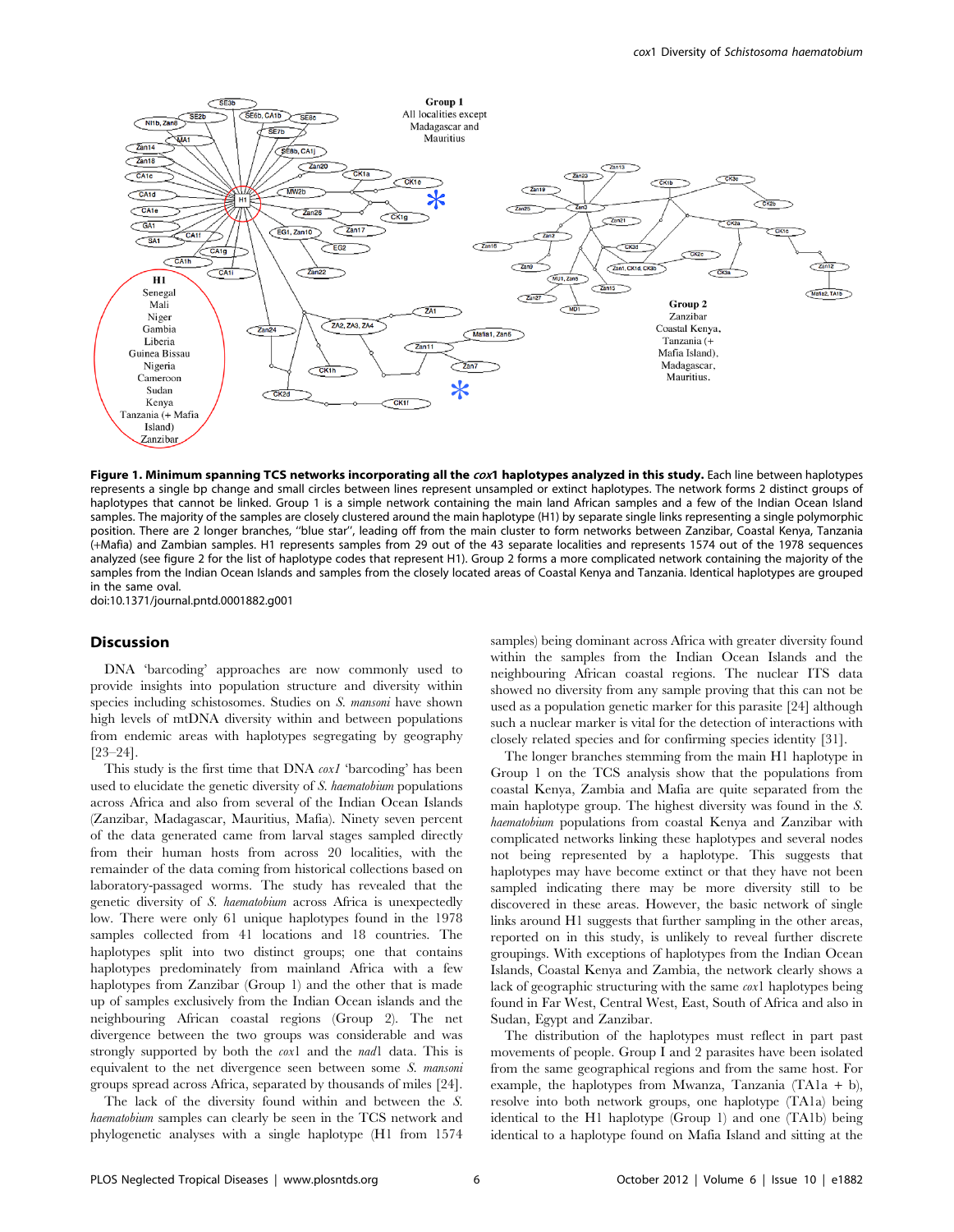**Figure 1. Minimum spanning TCS networks incorporating all the *cox*1 haplotypes analyzed in this study.** Each line between haplotypes represents a single bp change and small circles between lines represent unsampled or extinct haplotypes. The network forms 2 distinct groups of haplotypes that cannot be linked. Group 1 is a simple network containing the main land African samples and a few of the Indian Ocean Island samples. The majority of the samples are closely clustered around the main haplotype (H1) by separate single links representing a single polymorphic position. There are 2 longer branches, "blue star", leading off from the main cluster to form networks between Zanzibar, Coastal Kenya, Tanzania (+Mafia) and Zambian samples. H1 represents samples from 29 out of the 43 separate localities and represents 1574 out of the 1978 sequences analyzed (see figure 2 for the list of haplotype codes that represent H1). Group 2 forms a more complicated network containing the majority of the samples from the Indian Ocean Islands and samples from the closely located areas of Coastal Kenya and Tanzania. Identical haplotypes are grouped in the same oval.

doi:10.1371/journal.pntd.0001882.g001

## Discussion

DNA 'barcoding' approaches are now commonly used to provide insights into population structure and diversity within species including schistosomes. Studies on *S. mansoni* have shown high levels of mtDNA diversity within and between populations from endemic areas with haplotypes segregating by geography [23–24].

This study is the first time that DNA *cox1* 'barcoding' has been used to elucidate the genetic diversity of *S. haematobium* populations across Africa and also from several of the Indian Ocean Islands (Zanzibar, Madagascar, Mauritius, Mafia). Ninety seven percent of the data generated came from larval stages sampled directly from their human hosts from across 20 localities, with the remainder of the data coming from historical collections based on laboratory-passaged worms. The study has revealed that the genetic diversity of *S. haematobium* across Africa is unexpectedly low. There were only 61 unique haplotypes found in the 1978 samples collected from 41 locations and 18 countries. The haplotypes split into two distinct groups; one that contains haplotypes predominately from mainland Africa with a few haplotypes from Zanzibar (Group 1) and the other that is made up of samples exclusively from the Indian Ocean islands and the neighbouring African coastal regions (Group 2). The net divergence between the two groups was considerable and was strongly supported by both the *cox*1 and the *nad*1 data. This is equivalent to the net divergence seen between some *S. mansoni* groups spread across Africa, separated by thousands of miles [24].

The lack of the diversity found within and between the *S. haematobium* samples can clearly be seen in the TCS network and phylogenetic analyses with a single haplotype (H1 from 1574 samples) being dominant across Africa with greater diversity found within the samples from the Indian Ocean Islands and the neighbouring African coastal regions. The nuclear ITS data showed no diversity from any sample proving that this can not be used as a population genetic marker for this parasite [24] although such a nuclear marker is vital for the detection of interactions with closely related species and for confirming species identity [31].

The longer branches stemming from the main H1 haplotype in Group 1 on the TCS analysis show that the populations from coastal Kenya, Zambia and Mafia are quite separated from the main haplotype group. The highest diversity was found in the *S. haematobium* populations from coastal Kenya and Zanzibar with complicated networks linking these haplotypes and several nodes not being represented by a haplotype. This suggests that haplotypes may have become extinct or that they have not been sampled indicating there may be more diversity still to be discovered in these areas. However, the basic network of single links around H1 suggests that further sampling in the other areas, reported on in this study, is unlikely to reveal further discrete groupings. With exceptions of haplotypes from the Indian Ocean Islands, Coastal Kenya and Zambia, the network clearly shows a lack of geographic structuring with the same *cox*1 haplotypes being found in Far West, Central West, East, South of Africa and also in Sudan, Egypt and Zanzibar.

The distribution of the haplotypes must reflect in part past movements of people. Group I and 2 parasites have been isolated from the same geographical regions and from the same host. For example, the haplotypes from Mwanza, Tanzania (TA1a + b), resolve into both network groups, one haplotype (TA1a) being identical to the H1 haplotype (Group 1) and one (TA1b) being identical to a haplotype found on Mafia Island and sitting at the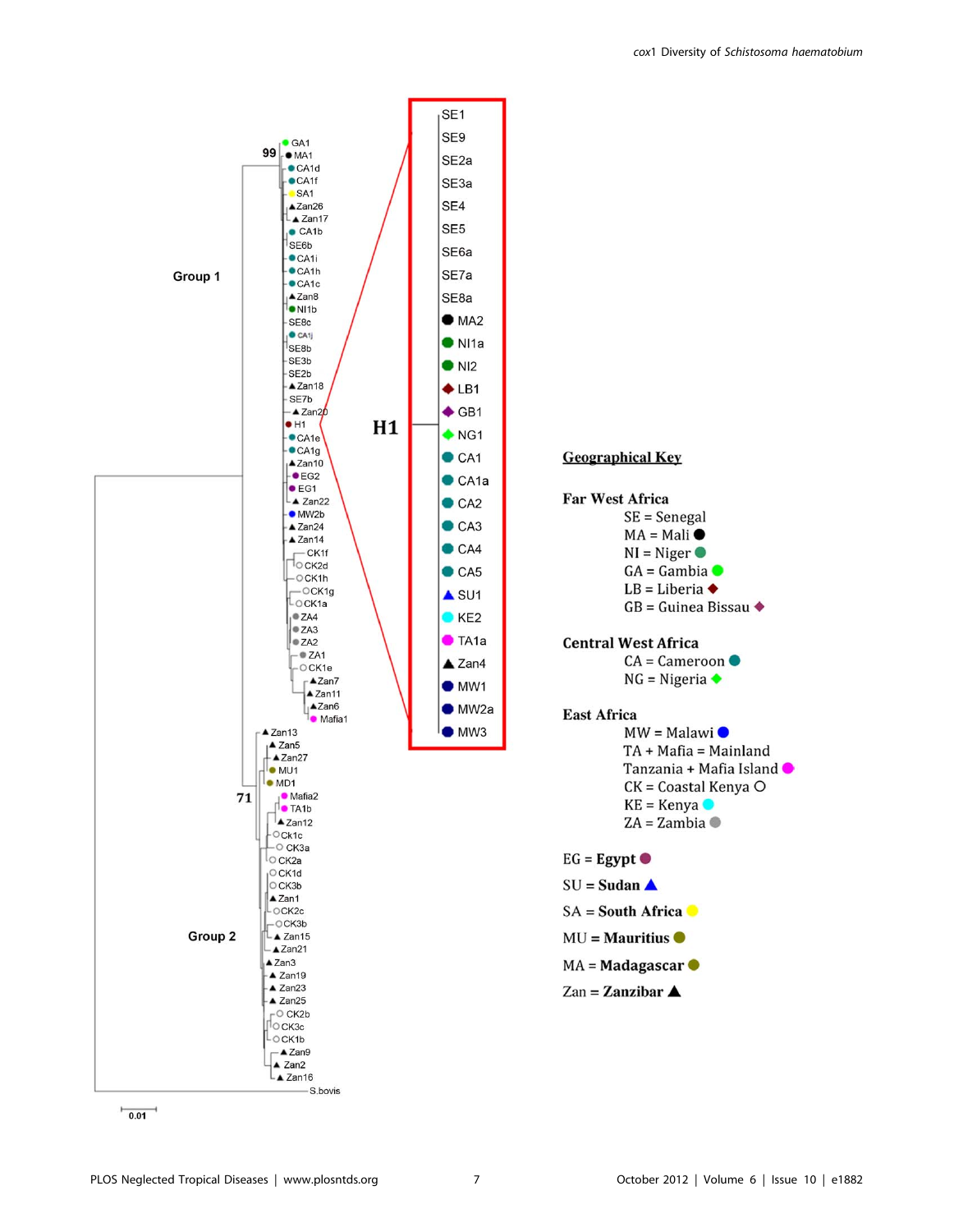Group 1

Group 2

H1

SE1, SE9, SE2a, SE3a, SE4, SE5, SE6a, SE7a, SE8a, MA2, NI1a, NI2, LB1, GB1, NG1, CA1, CA1a, CA2, CA3, CA4, CA5, SU1, KE2, TA1a, Zan4, MW1, MW2a, MW3

0.01

**Geographical Key**

**Far West Africa**

- SE = Senegal
- MA = Mali ●
- NI = Niger ●
- GA = Gambia ●
- LB = Liberia ◆
- GB = Guinea Bissau ◆

**Central West Africa**

- CA = Cameroon ●
- NG = Nigeria ◆

**East Africa**

- MW = Malawi ●
- TA + Mafia = Mainland Tanzania + Mafia Island ●
- CK = Coastal Kenya ○
- KE = Kenya ●
- ZA = Zambia ●

EG = **Egypt** ●

SU = **Sudan** ▲

SA = **South Africa** ●

MU = **Mauritius** ●

MA = **Madagascar** ●

Zan = **Zanzibar** ▲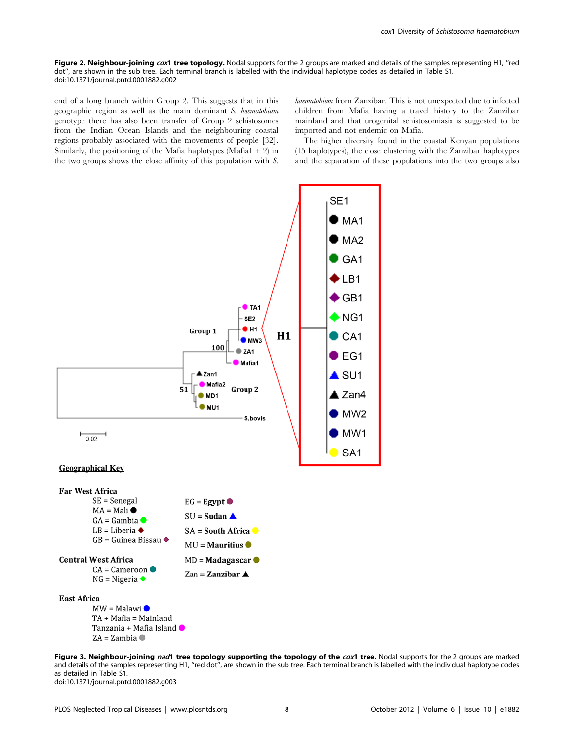**Figure 2. Neighbour-joining *cox*1 tree topology.** Nodal supports for the 2 groups are marked and details of the samples representing H1, "red dot", are shown in the sub tree. Each terminal branch is labelled with the individual haplotype codes as detailed in Table S1.
doi:10.1371/journal.pntd.0001882.g002

end of a long branch within Group 2. This suggests that in this geographic region as well as the main dominant *S. haematobium* genotype there has also been transfer of Group 2 schistosomes from the Indian Ocean Islands and the neighbouring coastal regions probably associated with the movements of people [32]. Similarly, the positioning of the Mafia haplotypes (Mafia1 + 2) in the two groups shows the close affinity of this population with *S. haematobium* from Zanzibar. This is not unexpected due to infected children from Mafia having a travel history to the Zanzibar mainland and that urogenital schistosomiasis is suggested to be imported and not endemic on Mafia.

The higher diversity found in the coastal Kenyan populations (15 haplotypes), the close clustering with the Zanzibar haplotypes and the separation of these populations into the two groups also

**Geographical Key**

**Far West Africa**
SE = Senegal
MA = Mali
GA = Gambia
LB = Liberia
GB = Guinea Bissau

**Central West Africa**
CA = Cameroon
NG = Nigeria

**East Africa**
MW = Malawi
TA + Mafia = Mainland Tanzania + Mafia Island
ZA = Zambia

EG = Egypt
SU = Sudan
SA = South Africa
MU = Mauritius
MD = Madagascar
Zan = Zanzibar

**Figure 3. Neighbour-joining *nad*1 tree topology supporting the topology of the *cox*1 tree.** Nodal supports for the 2 groups are marked and details of the samples representing H1, "red dot", are shown in the sub tree. Each terminal branch is labelled with the individual haplotype codes as detailed in Table S1.
doi:10.1371/journal.pntd.0001882.g003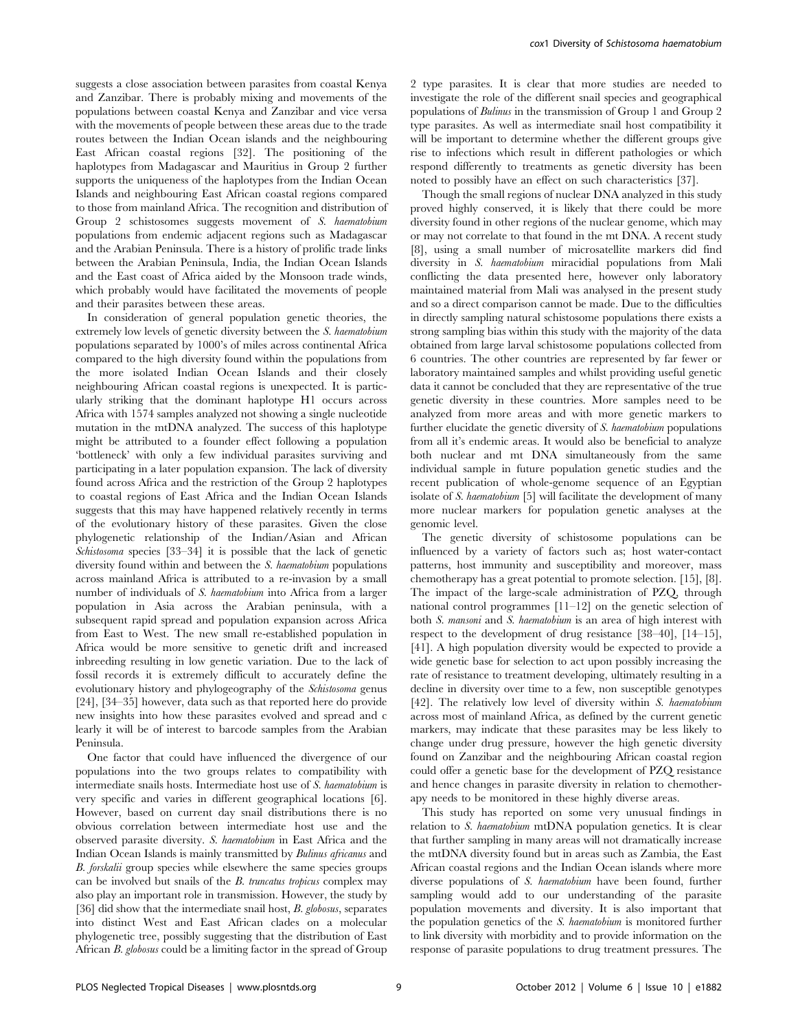suggests a close association between parasites from coastal Kenya and Zanzibar. There is probably mixing and movements of the populations between coastal Kenya and Zanzibar and vice versa with the movements of people between these areas due to the trade routes between the Indian Ocean islands and the neighbouring East African coastal regions [32]. The positioning of the haplotypes from Madagascar and Mauritius in Group 2 further supports the uniqueness of the haplotypes from the Indian Ocean Islands and neighbouring East African coastal regions compared to those from mainland Africa. The recognition and distribution of Group 2 schistosomes suggests movement of *S. haematobium* populations from endemic adjacent regions such as Madagascar and the Arabian Peninsula. There is a history of prolific trade links between the Arabian Peninsula, India, the Indian Ocean Islands and the East coast of Africa aided by the Monsoon trade winds, which probably would have facilitated the movements of people and their parasites between these areas.

In consideration of general population genetic theories, the extremely low levels of genetic diversity between the *S. haematobium* populations separated by 1000's of miles across continental Africa compared to the high diversity found within the populations from the more isolated Indian Ocean Islands and their closely neighbouring African coastal regions is unexpected. It is particularly striking that the dominant haplotype H1 occurs across Africa with 1574 samples analyzed not showing a single nucleotide mutation in the mtDNA analyzed. The success of this haplotype might be attributed to a founder effect following a population 'bottleneck' with only a few individual parasites surviving and participating in a later population expansion. The lack of diversity found across Africa and the restriction of the Group 2 haplotypes to coastal regions of East Africa and the Indian Ocean Islands suggests that this may have happened relatively recently in terms of the evolutionary history of these parasites. Given the close phylogenetic relationship of the Indian/Asian and African *Schistosoma* species [33–34] it is possible that the lack of genetic diversity found within and between the *S. haematobium* populations across mainland Africa is attributed to a re-invasion by a small number of individuals of *S. haematobium* into Africa from a larger population in Asia across the Arabian peninsula, with a subsequent rapid spread and population expansion across Africa from East to West. The new small re-established population in Africa would be more sensitive to genetic drift and increased inbreeding resulting in low genetic variation. Due to the lack of fossil records it is extremely difficult to accurately define the evolutionary history and phylogeography of the *Schistosoma* genus [24], [34–35] however, data such as that reported here do provide new insights into how these parasites evolved and spread and c learly it will be of interest to barcode samples from the Arabian Peninsula.

One factor that could have influenced the divergence of our populations into the two groups relates to compatibility with intermediate snails hosts. Intermediate host use of *S. haematobium* is very specific and varies in different geographical locations [6]. However, based on current day snail distributions there is no obvious correlation between intermediate host use and the observed parasite diversity. *S. haematobium* in East Africa and the Indian Ocean Islands is mainly transmitted by *Bulinus africanus* and *B. forskalii* group species while elsewhere the same species groups can be involved but snails of the *B. truncatus tropicus* complex may also play an important role in transmission. However, the study by [36] did show that the intermediate snail host, *B. globosus*, separates into distinct West and East African clades on a molecular phylogenetic tree, possibly suggesting that the distribution of East African *B. globosus* could be a limiting factor in the spread of Group 2 type parasites. It is clear that more studies are needed to investigate the role of the different snail species and geographical populations of *Bulinus* in the transmission of Group 1 and Group 2 type parasites. As well as intermediate snail host compatibility it will be important to determine whether the different groups give rise to infections which result in different pathologies or which respond differently to treatments as genetic diversity has been noted to possibly have an effect on such characteristics [37].

Though the small regions of nuclear DNA analyzed in this study proved highly conserved, it is likely that there could be more diversity found in other regions of the nuclear genome, which may or may not correlate to that found in the mt DNA. A recent study [8], using a small number of microsatellite markers did find diversity in *S. haematobium* miracidial populations from Mali conflicting the data presented here, however only laboratory maintained material from Mali was analysed in the present study and so a direct comparison cannot be made. Due to the difficulties in directly sampling natural schistosome populations there exists a strong sampling bias within this study with the majority of the data obtained from large larval schistosome populations collected from 6 countries. The other countries are represented by far fewer or laboratory maintained samples and whilst providing useful genetic data it cannot be concluded that they are representative of the true genetic diversity in these countries. More samples need to be analyzed from more areas and with more genetic markers to further elucidate the genetic diversity of *S. haematobium* populations from all it's endemic areas. It would also be beneficial to analyze both nuclear and mt DNA simultaneously from the same individual sample in future population genetic studies and the recent publication of whole-genome sequence of an Egyptian isolate of *S. haematobium* [5] will facilitate the development of many more nuclear markers for population genetic analyses at the genomic level.

The genetic diversity of schistosome populations can be influenced by a variety of factors such as; host water-contact patterns, host immunity and susceptibility and moreover, mass chemotherapy has a great potential to promote selection. [15], [8]. The impact of the large-scale administration of PZQ through national control programmes [11–12] on the genetic selection of both *S. mansoni* and *S. haematobium* is an area of high interest with respect to the development of drug resistance [38–40], [14–15], [41]. A high population diversity would be expected to provide a wide genetic base for selection to act upon possibly increasing the rate of resistance to treatment developing, ultimately resulting in a decline in diversity over time to a few, non susceptible genotypes [42]. The relatively low level of diversity within *S. haematobium* across most of mainland Africa, as defined by the current genetic markers, may indicate that these parasites may be less likely to change under drug pressure, however the high genetic diversity found on Zanzibar and the neighbouring African coastal region could offer a genetic base for the development of PZQ resistance and hence changes in parasite diversity in relation to chemotherapy needs to be monitored in these highly diverse areas.

This study has reported on some very unusual findings in relation to *S. haematobium* mtDNA population genetics. It is clear that further sampling in many areas will not dramatically increase the mtDNA diversity found but in areas such as Zambia, the East African coastal regions and the Indian Ocean islands where more diverse populations of *S. haematobium* have been found, further sampling would add to our understanding of the parasite population movements and diversity. It is also important that the population genetics of the *S. haematobium* is monitored further to link diversity with morbidity and to provide information on the response of parasite populations to drug treatment pressures. The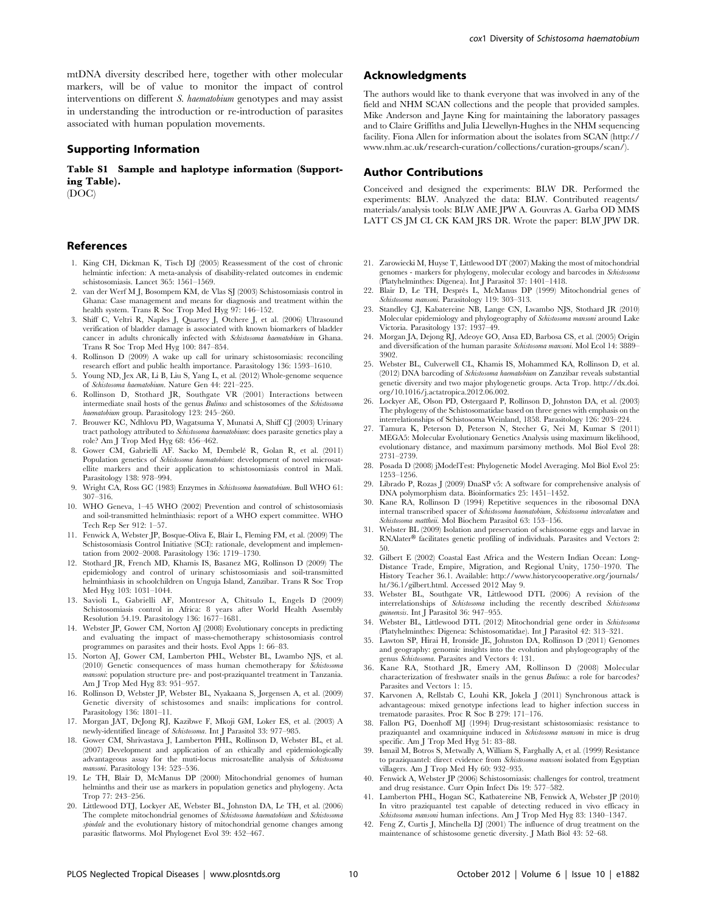mtDNA diversity described here, together with other molecular markers, will be of value to monitor the impact of control interventions on different *S. haematobium* genotypes and may assist in understanding the introduction or re-introduction of parasites associated with human population movements.

## Supporting Information

**Table S1 Sample and haplotype information (Supporting Table).**
(DOC)

## Acknowledgments

The authors would like to thank everyone that was involved in any of the field and NHM SCAN collections and the people that provided samples. Mike Anderson and Jayne King for maintaining the laboratory passages and to Claire Griffiths and Julia Llewellyn-Hughes in the NHM sequencing facility. Fiona Allen for information about the isolates from SCAN (http://www.nhm.ac.uk/research-curation/collections/curation-groups/scan/).

## Author Contributions

Conceived and designed the experiments: BLW DR. Performed the experiments: BLW. Analyzed the data: BLW. Contributed reagents/materials/analysis tools: BLW AME JPW A. Gouvras A. Garba OD MMS LATT CS JM CL CK KAM JRS DR. Wrote the paper: BLW JPW DR.

## References

1. King CH, Dickman K, Tisch DJ (2005) Reassessment of the cost of chronic helmintic infection: A meta-analysis of disability-related outcomes in endemic schistosomiasis. Lancet 365: 1561–1569.
2. van der Werf MJ, Bosompem KM, de Vlas SJ (2003) Schistosomiasis control in Ghana: Case management and means for diagnosis and treatment within the health system. Trans R Soc Trop Med Hyg 97: 146–152.
3. Shiff C, Veltri R, Naples J, Quartey J, Otchere J, et al. (2006) Ultrasound verification of bladder damage is associated with known biomarkers of bladder cancer in adults chronically infected with *Schistosoma haematobium* in Ghana. Trans R Soc Trop Med Hyg 100: 847–854.
4. Rollinson D (2009) A wake up call for urinary schistosomiasis: reconciling research effort and public health importance. Parasitology 136: 1593–1610.
5. Young ND, Jex AR, Li B, Liu S, Yang L, et al. (2012) Whole-genome sequence of *Schistosoma haematobium*. Nature Gen 44: 221–225.
6. Rollinson D, Stothard JR, Southgate VR (2001) Interactions between intermediate snail hosts of the genus *Bulinus* and schistosomes of the *Schistosoma haematobium* group. Parasitology 123: 245–260.
7. Brouwer KC, Ndhlovu PD, Wagatsuma Y, Munatsi A, Shiff CJ (2003) Urinary tract pathology attributed to *Schistosoma haematobium*: does parasite genetics play a role? Am J Trop Med Hyg 68: 456–462.
8. Gower CM, Gabrielli AF, Sacko M, Dembelé R, Golan R, et al. (2011) Population genetics of *Schistosoma haematobium*: development of novel microsatellite markers and their application to schistosomiasis control in Mali. Parasitology 138: 978–994.
9. Wright CA, Ross GC (1983) Enzymes in *Schistosoma haematobium*. Bull WHO 61: 307–316.
10. WHO Geneva, 1–45 WHO (2002) Prevention and control of schistosomiasis and soil-transmitted helminthiasis: report of a WHO expert committee. WHO Tech Rep Ser 912: 1–57.
11. Fenwick A, Webster JP, Bosque-Oliva E, Blair L, Fleming FM, et al. (2009) The Schistosomiasis Control Initiative (SCI): rationale, development and implementation from 2002–2008. Parasitology 136: 1719–1730.
12. Stothard JR, French MD, Khamis IS, Basanez MG, Rollinson D (2009) The epidemiology and control of urinary schistosomiasis and soil-transmitted helminthiasis in schoolchildren on Unguja Island, Zanzibar. Trans R Soc Trop Med Hyg 103: 1031–1044.
13. Savioli L, Gabrielli AF, Montresor A, Chitsulo L, Engels D (2009) Schistosomiasis control in Africa: 8 years after World Health Assembly Resolution 54.19. Parasitology 136: 1677–1681.
14. Webster JP, Gower CM, Norton AJ (2008) Evolutionary concepts in predicting and evaluating the impact of mass-chemotherapy schistosomiasis control programmes on parasites and their hosts. Evol Apps 1: 66–83.
15. Norton AJ, Gower CM, Lamberton PHL, Webster BL, Lwambo NJS, et al. (2010) Genetic consequences of mass human chemotherapy for *Schistosoma mansoni*: population structure pre- and post-praziquantel treatment in Tanzania. Am J Trop Med Hyg 83: 951–957.
16. Rollinson D, Webster JP, Webster BL, Nyakaana S, Jørgensen A, et al. (2009) Genetic diversity of schistosomes and snails: implications for control. Parasitology 136: 1801–11.
17. Morgan JAT, DeJong RJ, Kazibwe F, Mkoji GM, Loker ES, et al. (2003) A newly-identified lineage of *Schistosoma*. Int J Parasitol 33: 977–985.
18. Gower CM, Shrivastava J, Lamberton PHL, Rollinson D, Webster BL, et al. (2007) Development and application of an ethically and epidemiologically advantageous assay for the muti-locus microsatellite analysis of *Schistosoma mansoni*. Parasitology 134: 523–536.
19. Le TH, Blair D, McManus DP (2000) Mitochondrial genomes of human helminths and their use as markers in population genetics and phylogeny. Acta Trop 77: 243–256.
20. Littlewood DTJ, Lockyer AE, Webster BL, Johnston DA, Le TH, et al. (2006) The complete mitochondrial genomes of *Schistosoma haematobium* and *Schistosoma spindale* and the evolutionary history of mitochondrial genome changes among parasitic flatworms. Mol Phylogenet Evol 39: 452–467.
21. Zarowiecki M, Huyse T, Littlewood DT (2007) Making the most of mitochondrial genomes - markers for phylogeny, molecular ecology and barcodes in *Schistosoma* (Platyhelminthes: Digenea). Int J Parasitol 37: 1401–1418.
22. Blair D, Le TH, Després L, McManus DP (1999) Mitochondrial genes of *Schistosoma mansoni*. Parasitology 119: 303–313.
23. Standley CJ, Kabatereine NB, Lange CN, Lwambo NJS, Stothard JR (2010) Molecular epidemiology and phylogeography of *Schistosoma mansoni* around Lake Victoria. Parasitology 137: 1937–49.
24. Morgan JA, Dejong RJ, Adeoye GO, Ansa ED, Barbosa CS, et al. (2005) Origin and diversification of the human parasite *Schistosoma mansoni*. Mol Ecol 14: 3889–3902.
25. Webster BL, Culverwell CL, Khamis IS, Mohammed KA, Rollinson D, et al. (2012) DNA barcoding of *Schistosoma haematobium* on Zanzibar reveals substantial genetic diversity and two major phylogenetic groups. Acta Trop. http://dx.doi.org/10.1016/j.actatropica.2012.06.002.
26. Lockyer AE, Olson PD, Ostergaard P, Rollinson D, Johnston DA, et al. (2003) The phylogeny of the Schistosomatidae based on three genes with emphasis on the interrelationships of Schistosoma Weinland, 1858. Parasitology 126: 203–224.
27. Tamura K, Peterson D, Peterson N, Stecher G, Nei M, Kumar S (2011) MEGA5: Molecular Evolutionary Genetics Analysis using maximum likelihood, evolutionary distance, and maximum parsimony methods. Mol Biol Evol 28: 2731–2739.
28. Posada D (2008) jModelTest: Phylogenetic Model Averaging. Mol Biol Evol 25: 1253–1256.
29. Librado P, Rozas J (2009) DnaSP v5: A software for comprehensive analysis of DNA polymorphism data. Bioinformatics 25: 1451–1452.
30. Kane RA, Rollinson D (1994) Repetitive sequences in the ribosomal DNA internal transcribed spacer of *Schistosoma haematobium*, *Schistosoma intercalatum* and *Schistosoma mattheii*. Mol Biochem Parasitol 63: 153–156.
31. Webster BL (2009) Isolation and preservation of schistosome eggs and larvae in RNAlater® facilitates genetic profiling of individuals. Parasites and Vectors 2: 50.
32. Gilbert E (2002) Coastal East Africa and the Western Indian Ocean: Long-Distance Trade, Empire, Migration, and Regional Unity, 1750–1970. The History Teacher 36.1. Available: http://www.historycooperative.org/journals/ht/36.1/gilbert.html. Accessed 2012 May 9.
33. Webster BL, Southgate VR, Littlewood DTL (2006) A revision of the interrelationships of *Schistosoma* including the recently described *Schistosoma guineensis*. Int J Parasitol 36: 947–955.
34. Webster BL, Littlewood DTL (2012) Mitochondrial gene order in *Schistosoma* (Platyhelminthes: Digenea: Schistosomatidae). Int J Parasitol 42: 313–321.
35. Lawton SP, Hirai H, Ironside JE, Johnston DA, Rollinson D (2011) Genomes and geography: genomic insights into the evolution and phylogeography of the genus *Schistosoma*. Parasites and Vectors 4: 131.
36. Kane RA, Stothard JR, Emery AM, Rollinson D (2008) Molecular characterization of freshwater snails in the genus *Bulinus*: a role for barcodes? Parasites and Vectors 1: 15.
37. Karvonen A, Rellstab C, Louhi KR, Jokela J (2011) Synchronous attack is advantageous: mixed genotype infections lead to higher infection success in trematode parasites. Proc R Soc B 279: 171–176.
38. Fallon PG, Doenhoff MJ (1994) Drug-resistant schistosomiasis: resistance to praziquantel and oxamniquine induced in *Schistosoma mansoni* in mice is drug specific. Am J Trop Med Hyg 51: 83–88.
39. Ismail M, Botros S, Metwally A, William S, Farghally A, et al. (1999) Resistance to praziquantel: direct evidence from *Schistosoma mansoni* isolated from Egyptian villagers. Am J Trop Med Hy 60: 932–935.
40. Fenwick A, Webster JP (2006) Schistosomiasis: challenges for control, treatment and drug resistance. Curr Opin Infect Dis 19: 577–582.
41. Lamberton PHL, Hogan SC, Katbatereine NB, Fenwick A, Webster JP (2010) In vitro praziquantel test capable of detecting reduced in vivo efficacy in *Schistosoma mansoni* human infections. Am J Trop Med Hyg 83: 1340–1347.
42. Feng Z, Curtis J, Minchella DJ (2001) The influence of drug treatment on the maintenance of schistosome genetic diversity. J Math Biol 43: 52–68.